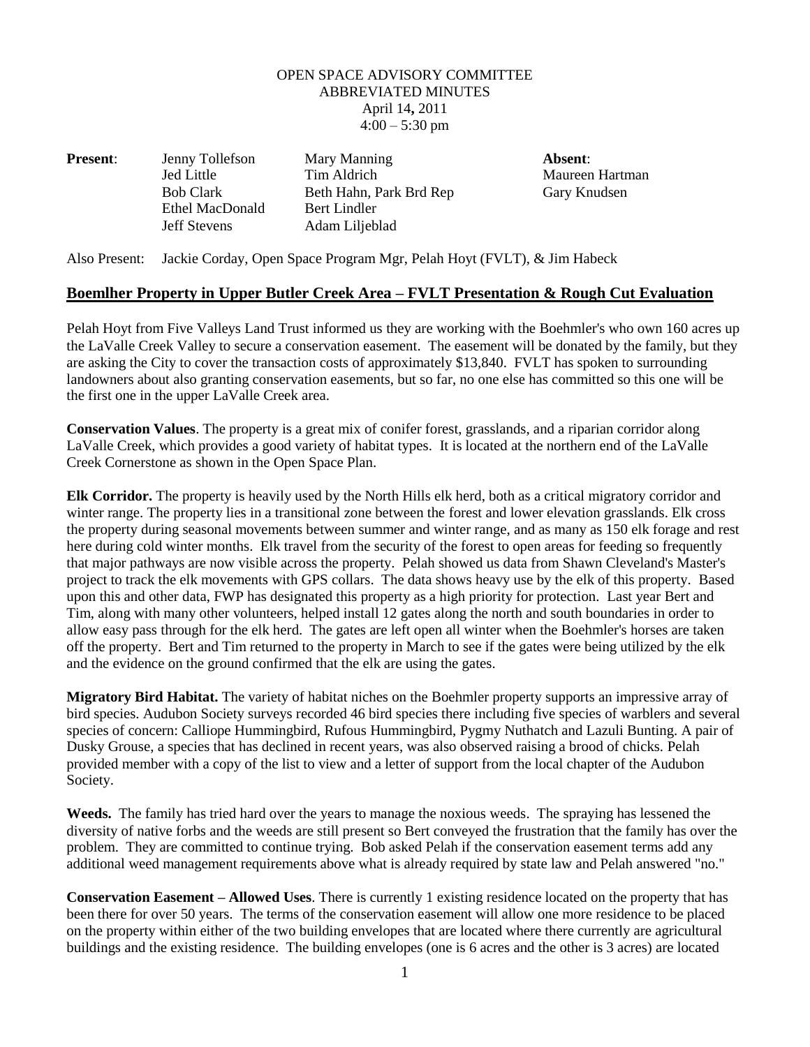OPEN SPACE ADVISORY COMMITTEE
ABBREVIATED MINUTES
April 14, 2011
4:00 – 5:30 pm

| **Present**: | | | **Absent**: |
|---|---|---|---|
| | Jenny Tollefson | Mary Manning | Maureen Hartman |
| | Jed Little | Tim Aldrich | Gary Knudsen |
| | Bob Clark | Beth Hahn, Park Brd Rep | |
| | Ethel MacDonald | Bert Lindler | |
| | Jeff Stevens | Adam Liljeblad | |

Also Present: Jackie Corday, Open Space Program Mgr, Pelah Hoyt (FVLT), & Jim Habeck

## Boemlher Property in Upper Butler Creek Area – FVLT Presentation & Rough Cut Evaluation

Pelah Hoyt from Five Valleys Land Trust informed us they are working with the Boehmler's who own 160 acres up the LaValle Creek Valley to secure a conservation easement. The easement will be donated by the family, but they are asking the City to cover the transaction costs of approximately $13,840. FVLT has spoken to surrounding landowners about also granting conservation easements, but so far, no one else has committed so this one will be the first one in the upper LaValle Creek area.

**Conservation Values**. The property is a great mix of conifer forest, grasslands, and a riparian corridor along LaValle Creek, which provides a good variety of habitat types. It is located at the northern end of the LaValle Creek Cornerstone as shown in the Open Space Plan.

**Elk Corridor.** The property is heavily used by the North Hills elk herd, both as a critical migratory corridor and winter range. The property lies in a transitional zone between the forest and lower elevation grasslands. Elk cross the property during seasonal movements between summer and winter range, and as many as 150 elk forage and rest here during cold winter months. Elk travel from the security of the forest to open areas for feeding so frequently that major pathways are now visible across the property. Pelah showed us data from Shawn Cleveland's Master's project to track the elk movements with GPS collars. The data shows heavy use by the elk of this property. Based upon this and other data, FWP has designated this property as a high priority for protection. Last year Bert and Tim, along with many other volunteers, helped install 12 gates along the north and south boundaries in order to allow easy pass through for the elk herd. The gates are left open all winter when the Boehmler's horses are taken off the property. Bert and Tim returned to the property in March to see if the gates were being utilized by the elk and the evidence on the ground confirmed that the elk are using the gates.

**Migratory Bird Habitat.** The variety of habitat niches on the Boehmler property supports an impressive array of bird species. Audubon Society surveys recorded 46 bird species there including five species of warblers and several species of concern: Calliope Hummingbird, Rufous Hummingbird, Pygmy Nuthatch and Lazuli Bunting. A pair of Dusky Grouse, a species that has declined in recent years, was also observed raising a brood of chicks. Pelah provided member with a copy of the list to view and a letter of support from the local chapter of the Audubon Society.

**Weeds.** The family has tried hard over the years to manage the noxious weeds. The spraying has lessened the diversity of native forbs and the weeds are still present so Bert conveyed the frustration that the family has over the problem. They are committed to continue trying. Bob asked Pelah if the conservation easement terms add any additional weed management requirements above what is already required by state law and Pelah answered "no."

**Conservation Easement – Allowed Uses**. There is currently 1 existing residence located on the property that has been there for over 50 years. The terms of the conservation easement will allow one more residence to be placed on the property within either of the two building envelopes that are located where there currently are agricultural buildings and the existing residence. The building envelopes (one is 6 acres and the other is 3 acres) are located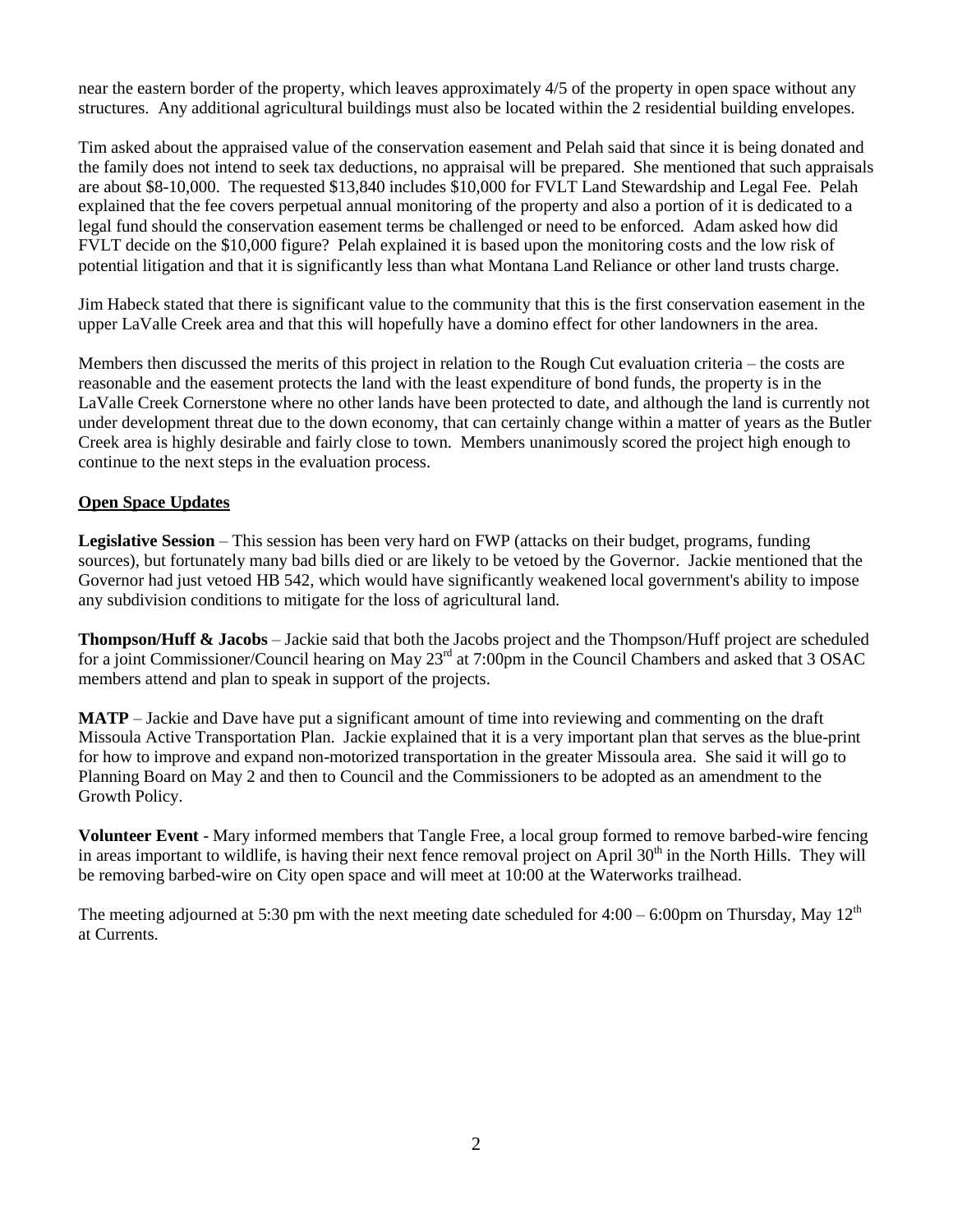near the eastern border of the property, which leaves approximately 4/5 of the property in open space without any structures. Any additional agricultural buildings must also be located within the 2 residential building envelopes.

Tim asked about the appraised value of the conservation easement and Pelah said that since it is being donated and the family does not intend to seek tax deductions, no appraisal will be prepared. She mentioned that such appraisals are about $8-10,000. The requested $13,840 includes $10,000 for FVLT Land Stewardship and Legal Fee. Pelah explained that the fee covers perpetual annual monitoring of the property and also a portion of it is dedicated to a legal fund should the conservation easement terms be challenged or need to be enforced. Adam asked how did FVLT decide on the $10,000 figure? Pelah explained it is based upon the monitoring costs and the low risk of potential litigation and that it is significantly less than what Montana Land Reliance or other land trusts charge.

Jim Habeck stated that there is significant value to the community that this is the first conservation easement in the upper LaValle Creek area and that this will hopefully have a domino effect for other landowners in the area.

Members then discussed the merits of this project in relation to the Rough Cut evaluation criteria – the costs are reasonable and the easement protects the land with the least expenditure of bond funds, the property is in the LaValle Creek Cornerstone where no other lands have been protected to date, and although the land is currently not under development threat due to the down economy, that can certainly change within a matter of years as the Butler Creek area is highly desirable and fairly close to town. Members unanimously scored the project high enough to continue to the next steps in the evaluation process.

**Open Space Updates**

**Legislative Session** – This session has been very hard on FWP (attacks on their budget, programs, funding sources), but fortunately many bad bills died or are likely to be vetoed by the Governor. Jackie mentioned that the Governor had just vetoed HB 542, which would have significantly weakened local government's ability to impose any subdivision conditions to mitigate for the loss of agricultural land.

**Thompson/Huff & Jacobs** – Jackie said that both the Jacobs project and the Thompson/Huff project are scheduled for a joint Commissioner/Council hearing on May 23rd at 7:00pm in the Council Chambers and asked that 3 OSAC members attend and plan to speak in support of the projects.

**MATP** – Jackie and Dave have put a significant amount of time into reviewing and commenting on the draft Missoula Active Transportation Plan. Jackie explained that it is a very important plan that serves as the blue-print for how to improve and expand non-motorized transportation in the greater Missoula area. She said it will go to Planning Board on May 2 and then to Council and the Commissioners to be adopted as an amendment to the Growth Policy.

**Volunteer Event** - Mary informed members that Tangle Free, a local group formed to remove barbed-wire fencing in areas important to wildlife, is having their next fence removal project on April 30th in the North Hills. They will be removing barbed-wire on City open space and will meet at 10:00 at the Waterworks trailhead.

The meeting adjourned at 5:30 pm with the next meeting date scheduled for 4:00 – 6:00pm on Thursday, May 12th at Currents.